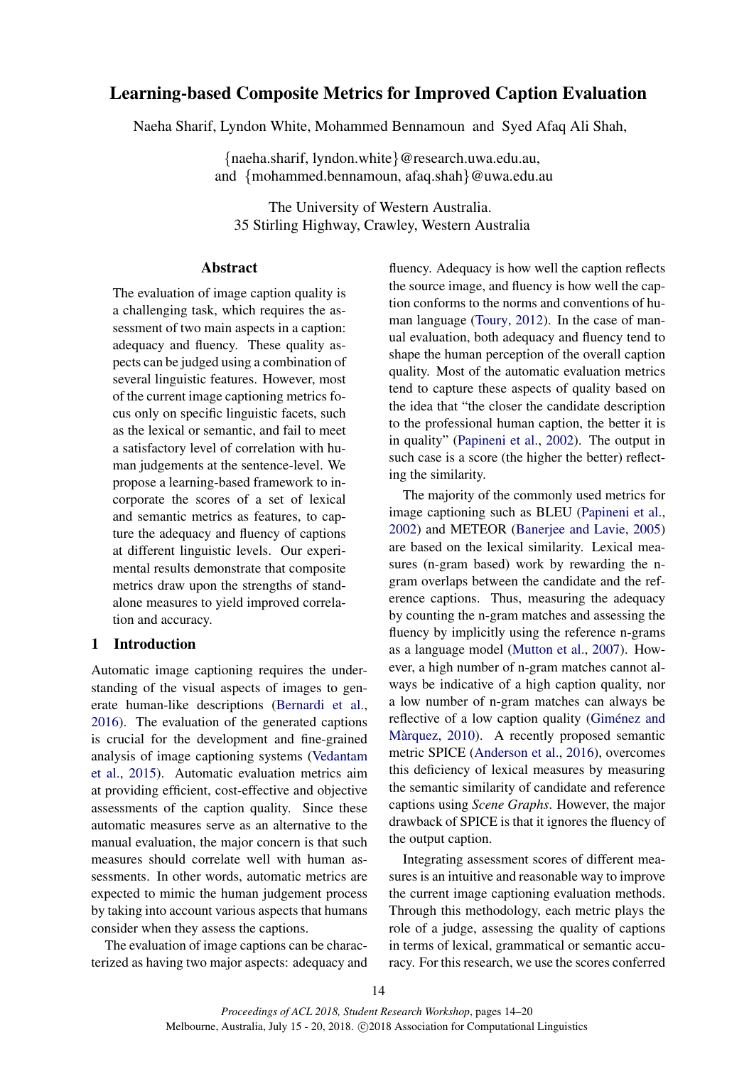# Learning-based Composite Metrics for Improved Caption Evaluation

Naeha Sharif, Lyndon White, Mohammed Bennamoun and Syed Afaq Ali Shah,

{naeha.sharif, lyndon.white}@research.uwa.edu.au,
and {mohammed.bennamoun, afaq.shah}@uwa.edu.au

The University of Western Australia.
35 Stirling Highway, Crawley, Western Australia

## Abstract

The evaluation of image caption quality is a challenging task, which requires the assessment of two main aspects in a caption: adequacy and fluency. These quality aspects can be judged using a combination of several linguistic features. However, most of the current image captioning metrics focus only on specific linguistic facets, such as the lexical or semantic, and fail to meet a satisfactory level of correlation with human judgements at the sentence-level. We propose a learning-based framework to incorporate the scores of a set of lexical and semantic metrics as features, to capture the adequacy and fluency of captions at different linguistic levels. Our experimental results demonstrate that composite metrics draw upon the strengths of standalone measures to yield improved correlation and accuracy.

## 1 Introduction

Automatic image captioning requires the understanding of the visual aspects of images to generate human-like descriptions (Bernardi et al., 2016). The evaluation of the generated captions is crucial for the development and fine-grained analysis of image captioning systems (Vedantam et al., 2015). Automatic evaluation metrics aim at providing efficient, cost-effective and objective assessments of the caption quality. Since these automatic measures serve as an alternative to the manual evaluation, the major concern is that such measures should correlate well with human assessments. In other words, automatic metrics are expected to mimic the human judgement process by taking into account various aspects that humans consider when they assess the captions.

The evaluation of image captions can be characterized as having two major aspects: adequacy and fluency. Adequacy is how well the caption reflects the source image, and fluency is how well the caption conforms to the norms and conventions of human language (Toury, 2012). In the case of manual evaluation, both adequacy and fluency tend to shape the human perception of the overall caption quality. Most of the automatic evaluation metrics tend to capture these aspects of quality based on the idea that "the closer the candidate description to the professional human caption, the better it is in quality" (Papineni et al., 2002). The output in such case is a score (the higher the better) reflecting the similarity.

The majority of the commonly used metrics for image captioning such as BLEU (Papineni et al., 2002) and METEOR (Banerjee and Lavie, 2005) are based on the lexical similarity. Lexical measures (n-gram based) work by rewarding the n-gram overlaps between the candidate and the reference captions. Thus, measuring the adequacy by counting the n-gram matches and assessing the fluency by implicitly using the reference n-grams as a language model (Mutton et al., 2007). However, a high number of n-gram matches cannot always be indicative of a high caption quality, nor a low number of n-gram matches can always be reflective of a low caption quality (Giménez and Màrquez, 2010). A recently proposed semantic metric SPICE (Anderson et al., 2016), overcomes this deficiency of lexical measures by measuring the semantic similarity of candidate and reference captions using *Scene Graphs*. However, the major drawback of SPICE is that it ignores the fluency of the output caption.

Integrating assessment scores of different measures is an intuitive and reasonable way to improve the current image captioning evaluation methods. Through this methodology, each metric plays the role of a judge, assessing the quality of captions in terms of lexical, grammatical or semantic accuracy. For this research, we use the scores conferred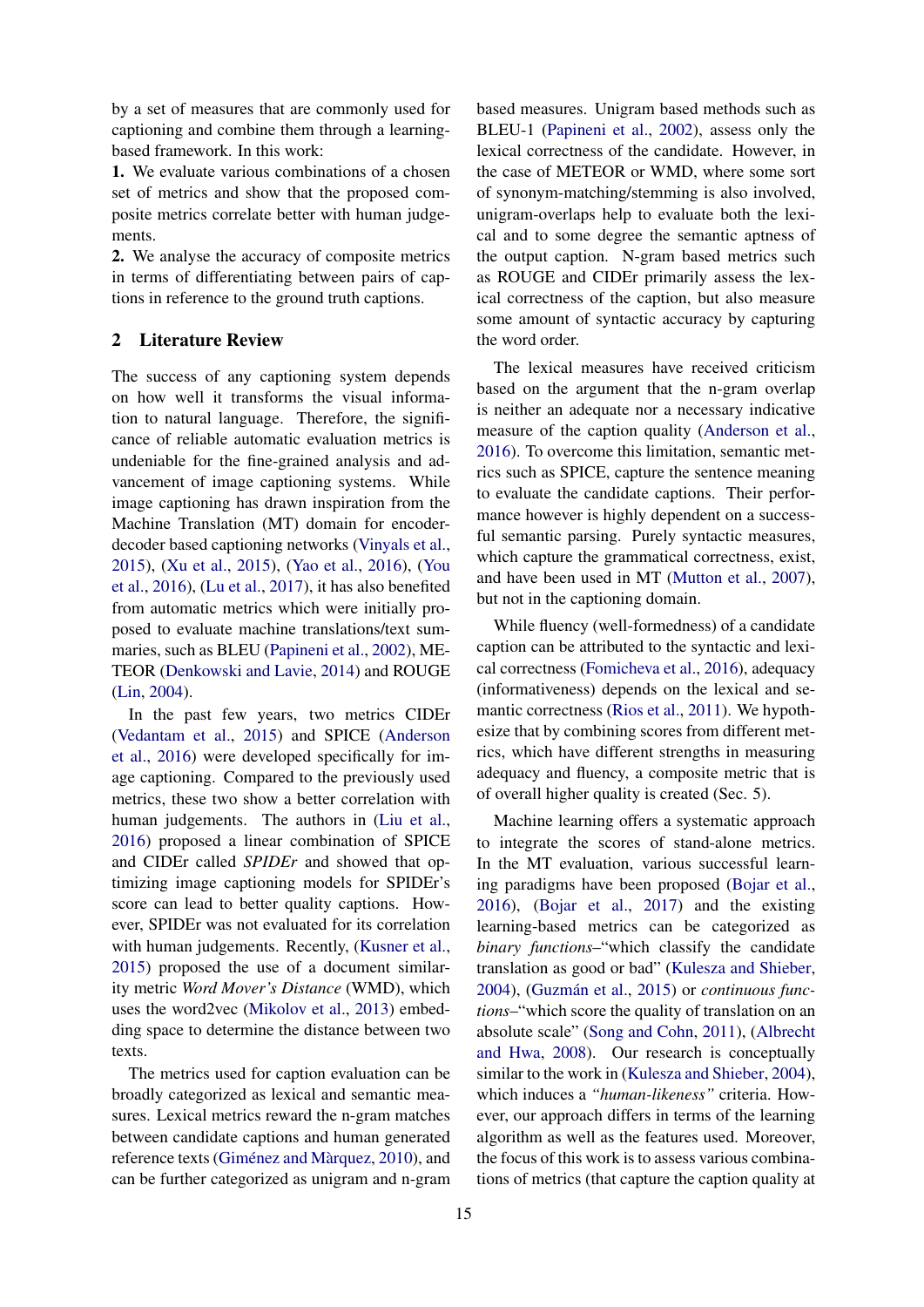by a set of measures that are commonly used for captioning and combine them through a learning-based framework. In this work:

**1.** We evaluate various combinations of a chosen set of metrics and show that the proposed composite metrics correlate better with human judgements.

**2.** We analyse the accuracy of composite metrics in terms of differentiating between pairs of captions in reference to the ground truth captions.

## 2 Literature Review

The success of any captioning system depends on how well it transforms the visual information to natural language. Therefore, the significance of reliable automatic evaluation metrics is undeniable for the fine-grained analysis and advancement of image captioning systems. While image captioning has drawn inspiration from the Machine Translation (MT) domain for encoder-decoder based captioning networks (Vinyals et al., 2015), (Xu et al., 2015), (Yao et al., 2016), (You et al., 2016), (Lu et al., 2017), it has also benefited from automatic metrics which were initially proposed to evaluate machine translations/text summaries, such as BLEU (Papineni et al., 2002), METEOR (Denkowski and Lavie, 2014) and ROUGE (Lin, 2004).

In the past few years, two metrics CIDEr (Vedantam et al., 2015) and SPICE (Anderson et al., 2016) were developed specifically for image captioning. Compared to the previously used metrics, these two show a better correlation with human judgements. The authors in (Liu et al., 2016) proposed a linear combination of SPICE and CIDEr called *SPIDEr* and showed that optimizing image captioning models for SPIDEr's score can lead to better quality captions. However, SPIDEr was not evaluated for its correlation with human judgements. Recently, (Kusner et al., 2015) proposed the use of a document similarity metric *Word Mover's Distance* (WMD), which uses the word2vec (Mikolov et al., 2013) embedding space to determine the distance between two texts.

The metrics used for caption evaluation can be broadly categorized as lexical and semantic measures. Lexical metrics reward the n-gram matches between candidate captions and human generated reference texts (Giménez and Màrquez, 2010), and can be further categorized as unigram and n-gram based measures. Unigram based methods such as BLEU-1 (Papineni et al., 2002), assess only the lexical correctness of the candidate. However, in the case of METEOR or WMD, where some sort of synonym-matching/stemming is also involved, unigram-overlaps help to evaluate both the lexical and to some degree the semantic aptness of the output caption. N-gram based metrics such as ROUGE and CIDEr primarily assess the lexical correctness of the caption, but also measure some amount of syntactic accuracy by capturing the word order.

The lexical measures have received criticism based on the argument that the n-gram overlap is neither an adequate nor a necessary indicative measure of the caption quality (Anderson et al., 2016). To overcome this limitation, semantic metrics such as SPICE, capture the sentence meaning to evaluate the candidate captions. Their performance however is highly dependent on a successful semantic parsing. Purely syntactic measures, which capture the grammatical correctness, exist, and have been used in MT (Mutton et al., 2007), but not in the captioning domain.

While fluency (well-formedness) of a candidate caption can be attributed to the syntactic and lexical correctness (Fomicheva et al., 2016), adequacy (informativeness) depends on the lexical and semantic correctness (Rios et al., 2011). We hypothesize that by combining scores from different metrics, which have different strengths in measuring adequacy and fluency, a composite metric that is of overall higher quality is created (Sec. 5).

Machine learning offers a systematic approach to integrate the scores of stand-alone metrics. In the MT evaluation, various successful learning paradigms have been proposed (Bojar et al., 2016), (Bojar et al., 2017) and the existing learning-based metrics can be categorized as *binary functions*–"which classify the candidate translation as good or bad" (Kulesza and Shieber, 2004), (Guzmán et al., 2015) or *continuous functions*–"which score the quality of translation on an absolute scale" (Song and Cohn, 2011), (Albrecht and Hwa, 2008). Our research is conceptually similar to the work in (Kulesza and Shieber, 2004), which induces a *"human-likeness"* criteria. However, our approach differs in terms of the learning algorithm as well as the features used. Moreover, the focus of this work is to assess various combinations of metrics (that capture the caption quality at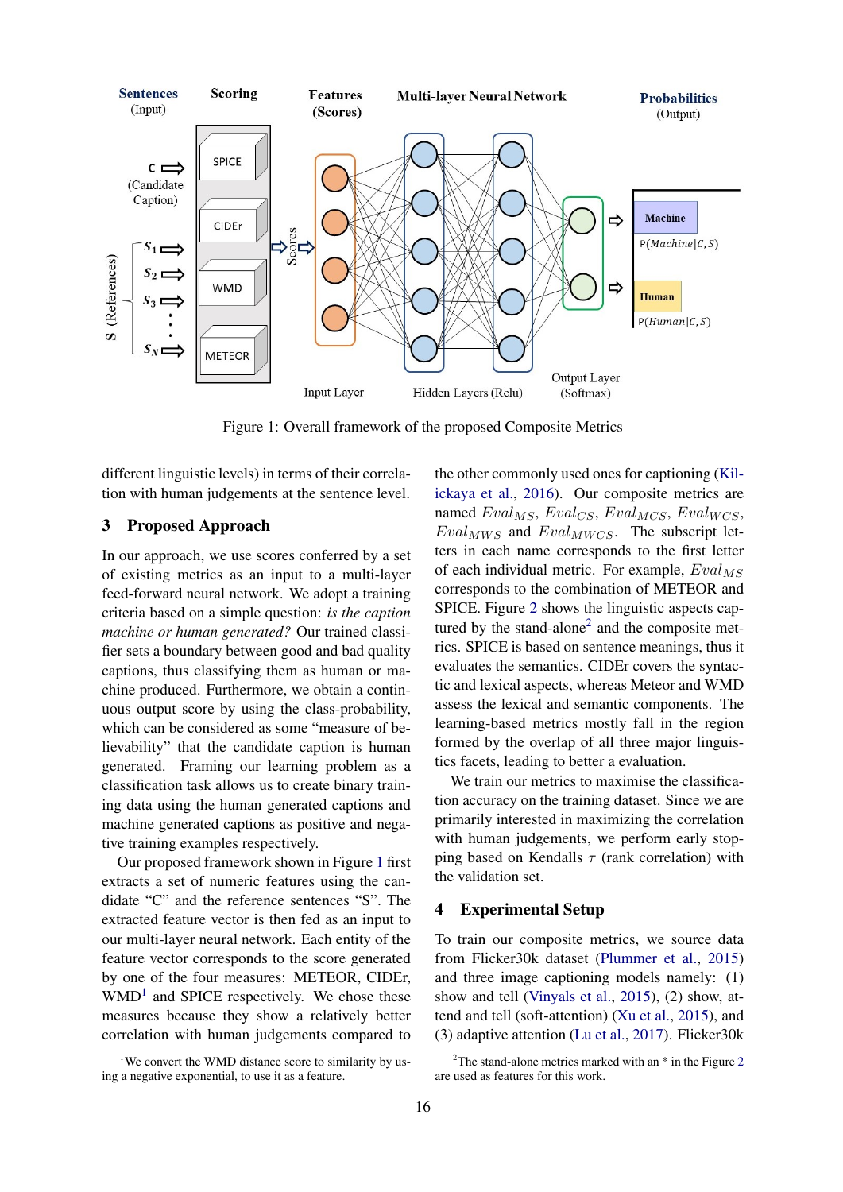Figure 1: Overall framework of the proposed Composite Metrics

different linguistic levels) in terms of their correlation with human judgements at the sentence level.

## 3 Proposed Approach

In our approach, we use scores conferred by a set of existing metrics as an input to a multi-layer feed-forward neural network. We adopt a training criteria based on a simple question: *is the caption machine or human generated?* Our trained classifier sets a boundary between good and bad quality captions, thus classifying them as human or machine produced. Furthermore, we obtain a continuous output score by using the class-probability, which can be considered as some "measure of believability" that the candidate caption is human generated. Framing our learning problem as a classification task allows us to create binary training data using the human generated captions and machine generated captions as positive and negative training examples respectively.

Our proposed framework shown in Figure 1 first extracts a set of numeric features using the candidate "C" and the reference sentences "S". The extracted feature vector is then fed as an input to our multi-layer neural network. Each entity of the feature vector corresponds to the score generated by one of the four measures: METEOR, CIDEr, WMD[1] and SPICE respectively. We chose these measures because they show a relatively better correlation with human judgements compared to the other commonly used ones for captioning (Kilickaya et al., 2016). Our composite metrics are named $Eval_{MS}$, $Eval_{CS}$, $Eval_{MCS}$, $Eval_{WCS}$, $Eval_{MWS}$ and $Eval_{MWCS}$. The subscript letters in each name corresponds to the first letter of each individual metric. For example, $Eval_{MS}$ corresponds to the combination of METEOR and SPICE. Figure 2 shows the linguistic aspects captured by the stand-alone[2] and the composite metrics. SPICE is based on sentence meanings, thus it evaluates the semantics. CIDEr covers the syntactic and lexical aspects, whereas Meteor and WMD assess the lexical and semantic components. The learning-based metrics mostly fall in the region formed by the overlap of all three major linguistics facets, leading to better a evaluation.

We train our metrics to maximise the classification accuracy on the training dataset. Since we are primarily interested in maximizing the correlation with human judgements, we perform early stopping based on Kendalls $\tau$ (rank correlation) with the validation set.

## 4 Experimental Setup

To train our composite metrics, we source data from Flicker30k dataset (Plummer et al., 2015) and three image captioning models namely: (1) show and tell (Vinyals et al., 2015), (2) show, attend and tell (soft-attention) (Xu et al., 2015), and (3) adaptive attention (Lu et al., 2017). Flicker30k

[1] We convert the WMD distance score to similarity by using a negative exponential, to use it as a feature.

[2] The stand-alone metrics marked with an * in the Figure 2 are used as features for this work.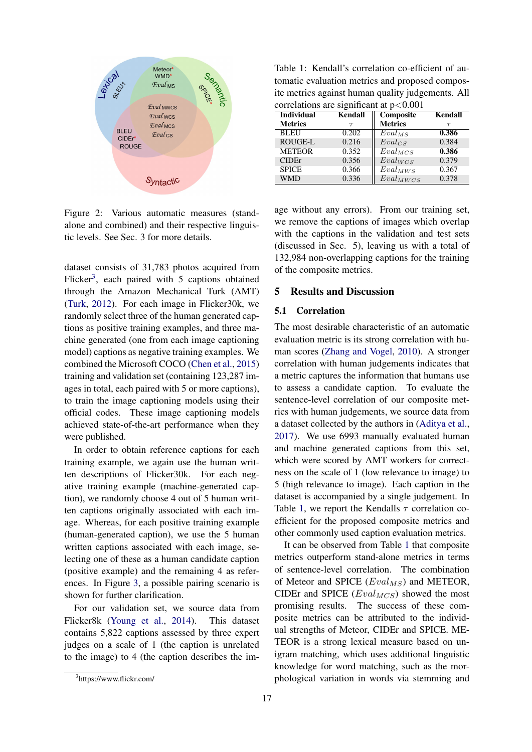Figure 2: Various automatic measures (standalone and combined) and their respective linguistic levels. See Sec. 3 for more details.

dataset consists of 31,783 photos acquired from Flicker[3], each paired with 5 captions obtained through the Amazon Mechanical Turk (AMT) (Turk, 2012). For each image in Flicker30k, we randomly select three of the human generated captions as positive training examples, and three machine generated (one from each image captioning model) captions as negative training examples. We combined the Microsoft COCO (Chen et al., 2015) training and validation set (containing 123,287 images in total, each paired with 5 or more captions), to train the image captioning models using their official codes. These image captioning models achieved state-of-the-art performance when they were published.

In order to obtain reference captions for each training example, we again use the human written descriptions of Flicker30k. For each negative training example (machine-generated caption), we randomly choose 4 out of 5 human written captions originally associated with each image. Whereas, for each positive training example (human-generated caption), we use the 5 human written captions associated with each image, selecting one of these as a human candidate caption (positive example) and the remaining 4 as references. In Figure 3, a possible pairing scenario is shown for further clarification.

For our validation set, we source data from Flicker8k (Young et al., 2014). This dataset contains 5,822 captions assessed by three expert judges on a scale of 1 (the caption is unrelated to the image) to 4 (the caption describes the image without any errors). From our training set, we remove the captions of images which overlap with the captions in the validation and test sets (discussed in Sec. 5), leaving us with a total of 132,984 non-overlapping captions for the training of the composite metrics.

[3] https://www.flickr.com/

Table 1: Kendall's correlation co-efficient of automatic evaluation metrics and proposed composite metrics against human quality judgements. All correlations are significant at p<0.001

| Individual Metrics | Kendall $\tau$ | Composite Metrics | Kendall $\tau$ |
|---|---|---|---|
| BLEU | 0.202 | $Eval_{MS}$ | **0.386** |
| ROUGE-L | 0.216 | $Eval_{CS}$ | 0.384 |
| METEOR | 0.352 | $Eval_{MCS}$ | **0.386** |
| CIDEr | 0.356 | $Eval_{WCS}$ | 0.379 |
| SPICE | 0.366 | $Eval_{MWS}$ | 0.367 |
| WMD | 0.336 | $Eval_{MWCS}$ | 0.378 |

## 5 Results and Discussion

### 5.1 Correlation

The most desirable characteristic of an automatic evaluation metric is its strong correlation with human scores (Zhang and Vogel, 2010). A stronger correlation with human judgements indicates that a metric captures the information that humans use to assess a candidate caption. To evaluate the sentence-level correlation of our composite metrics with human judgements, we source data from a dataset collected by the authors in (Aditya et al., 2017). We use 6993 manually evaluated human and machine generated captions from this set, which were scored by AMT workers for correctness on the scale of 1 (low relevance to image) to 5 (high relevance to image). Each caption in the dataset is accompanied by a single judgement. In Table 1, we report the Kendalls $\tau$ correlation coefficient for the proposed composite metrics and other commonly used caption evaluation metrics.

It can be observed from Table 1 that composite metrics outperform stand-alone metrics in terms of sentence-level correlation. The combination of Meteor and SPICE ($Eval_{MS}$) and METEOR, CIDEr and SPICE ($Eval_{MCS}$) showed the most promising results. The success of these composite metrics can be attributed to the individual strengths of Meteor, CIDEr and SPICE. METEOR is a strong lexical measure based on unigram matching, which uses additional linguistic knowledge for word matching, such as the morphological variation in words via stemming and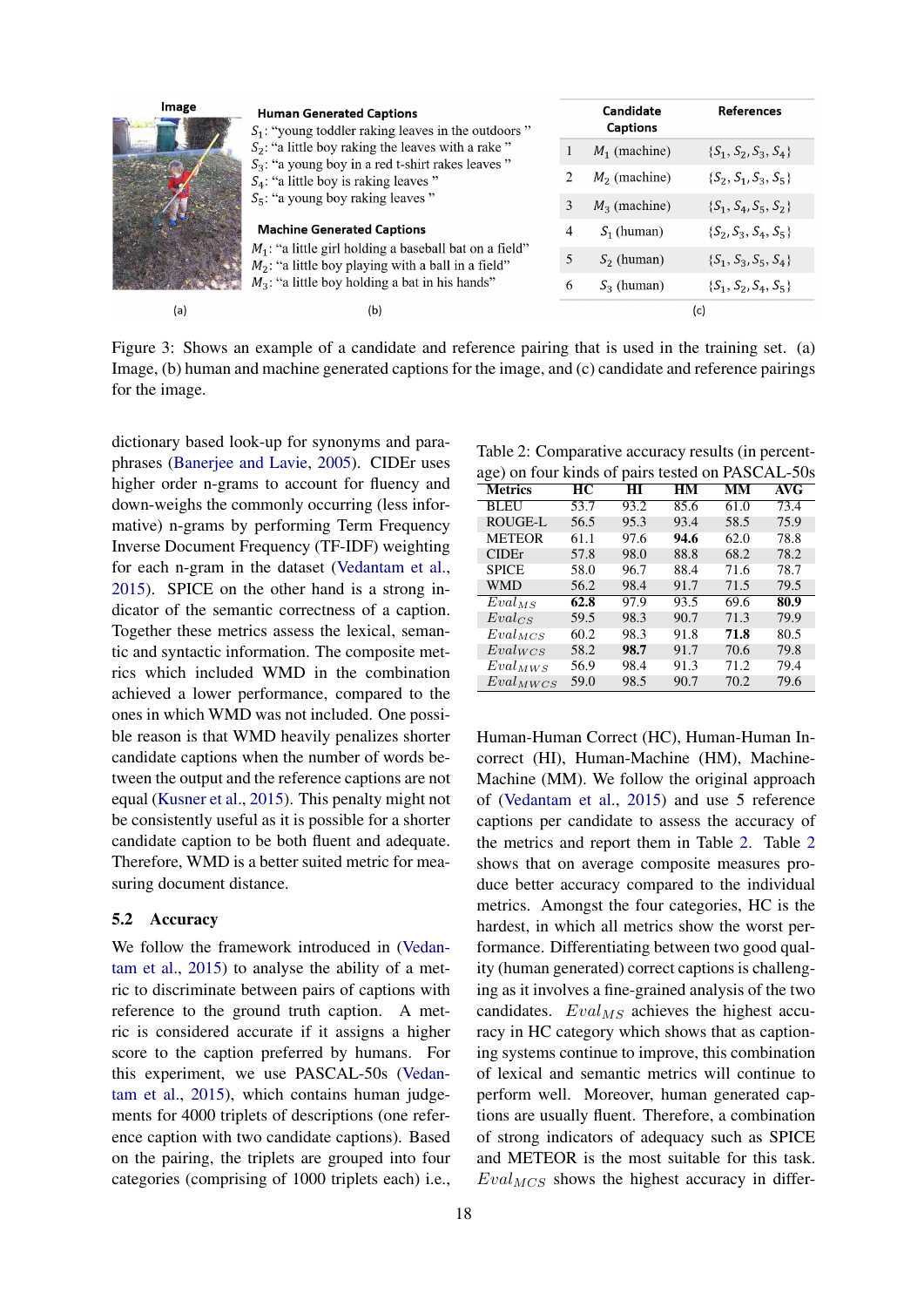**Image**

(a)

**Human Generated Captions**

$S_1$: "young toddler raking leaves in the outdoors "
$S_2$: "a little boy raking the leaves with a rake "
$S_3$: "a young boy in a red t-shirt rakes leaves "
$S_4$: "a little boy is raking leaves "
$S_5$: "a young boy raking leaves "

**Machine Generated Captions**

$M_1$: "a little girl holding a baseball bat on a field"
$M_2$: "a little boy playing with a ball in a field"
$M_3$: "a little boy holding a bat in his hands"

(b)

| | Candidate Captions | References |
|---|---|---|
| 1 | $M_1$ (machine) | $\{S_1, S_2, S_3, S_4\}$ |
| 2 | $M_2$ (machine) | $\{S_2, S_1, S_3, S_5\}$ |
| 3 | $M_3$ (machine) | $\{S_1, S_4, S_5, S_2\}$ |
| 4 | $S_1$ (human) | $\{S_2, S_3, S_4, S_5\}$ |
| 5 | $S_2$ (human) | $\{S_1, S_3, S_5, S_4\}$ |
| 6 | $S_3$ (human) | $\{S_1, S_2, S_4, S_5\}$ |

(c)

Figure 3: Shows an example of a candidate and reference pairing that is used in the training set. (a) Image, (b) human and machine generated captions for the image, and (c) candidate and reference pairings for the image.

dictionary based look-up for synonyms and paraphrases (Banerjee and Lavie, 2005). CIDEr uses higher order n-grams to account for fluency and down-weighs the commonly occurring (less informative) n-grams by performing Term Frequency Inverse Document Frequency (TF-IDF) weighting for each n-gram in the dataset (Vedantam et al., 2015). SPICE on the other hand is a strong indicator of the semantic correctness of a caption. Together these metrics assess the lexical, semantic and syntactic information. The composite metrics which included WMD in the combination achieved a lower performance, compared to the ones in which WMD was not included. One possible reason is that WMD heavily penalizes shorter candidate captions when the number of words between the output and the reference captions are not equal (Kusner et al., 2015). This penalty might not be consistently useful as it is possible for a shorter candidate caption to be both fluent and adequate. Therefore, WMD is a better suited metric for measuring document distance.

## 5.2 Accuracy

We follow the framework introduced in (Vedantam et al., 2015) to analyse the ability of a metric to discriminate between pairs of captions with reference to the ground truth caption. A metric is considered accurate if it assigns a higher score to the caption preferred by humans. For this experiment, we use PASCAL-50s (Vedantam et al., 2015), which contains human judgements for 4000 triplets of descriptions (one reference caption with two candidate captions). Based on the pairing, the triplets are grouped into four categories (comprising of 1000 triplets each) i.e., Human-Human Correct (HC), Human-Human Incorrect (HI), Human-Machine (HM), Machine-Machine (MM). We follow the original approach of (Vedantam et al., 2015) and use 5 reference captions per candidate to assess the accuracy of the metrics and report them in Table 2. Table 2 shows that on average composite measures produce better accuracy compared to the individual metrics. Amongst the four categories, HC is the hardest, in which all metrics show the worst performance. Differentiating between two good quality (human generated) correct captions is challenging as it involves a fine-grained analysis of the two candidates. $Eval_{MS}$ achieves the highest accuracy in HC category which shows that as captioning systems continue to improve, this combination of lexical and semantic metrics will continue to perform well. Moreover, human generated captions are usually fluent. Therefore, a combination of strong indicators of adequacy such as SPICE and METEOR is the most suitable for this task. $Eval_{MCS}$ shows the highest accuracy in differ-

Table 2: Comparative accuracy results (in percentage) on four kinds of pairs tested on PASCAL-50s

| Metrics | HC | HI | HM | MM | AVG |
|---|---|---|---|---|---|
| BLEU | 53.7 | 93.2 | 85.6 | 61.0 | 73.4 |
| ROUGE-L | 56.5 | 95.3 | 93.4 | 58.5 | 75.9 |
| METEOR | 61.1 | 97.6 | **94.6** | 62.0 | 78.8 |
| CIDEr | 57.8 | 98.0 | 88.8 | 68.2 | 78.2 |
| SPICE | 58.0 | 96.7 | 88.4 | 71.6 | 78.7 |
| WMD | 56.2 | 98.4 | 91.7 | 71.5 | 79.5 |
| $Eval_{MS}$ | **62.8** | 97.9 | 93.5 | 69.6 | **80.9** |
| $Eval_{CS}$ | 59.5 | 98.3 | 90.7 | 71.3 | 79.9 |
| $Eval_{MCS}$ | 60.2 | 98.3 | 91.8 | **71.8** | 80.5 |
| $Eval_{WCS}$ | 58.2 | **98.7** | 91.7 | 70.6 | 79.8 |
| $Eval_{MWS}$ | 56.9 | 98.4 | 91.3 | 71.2 | 79.4 |
| $Eval_{MWCS}$ | 59.0 | 98.5 | 90.7 | 70.2 | 79.6 |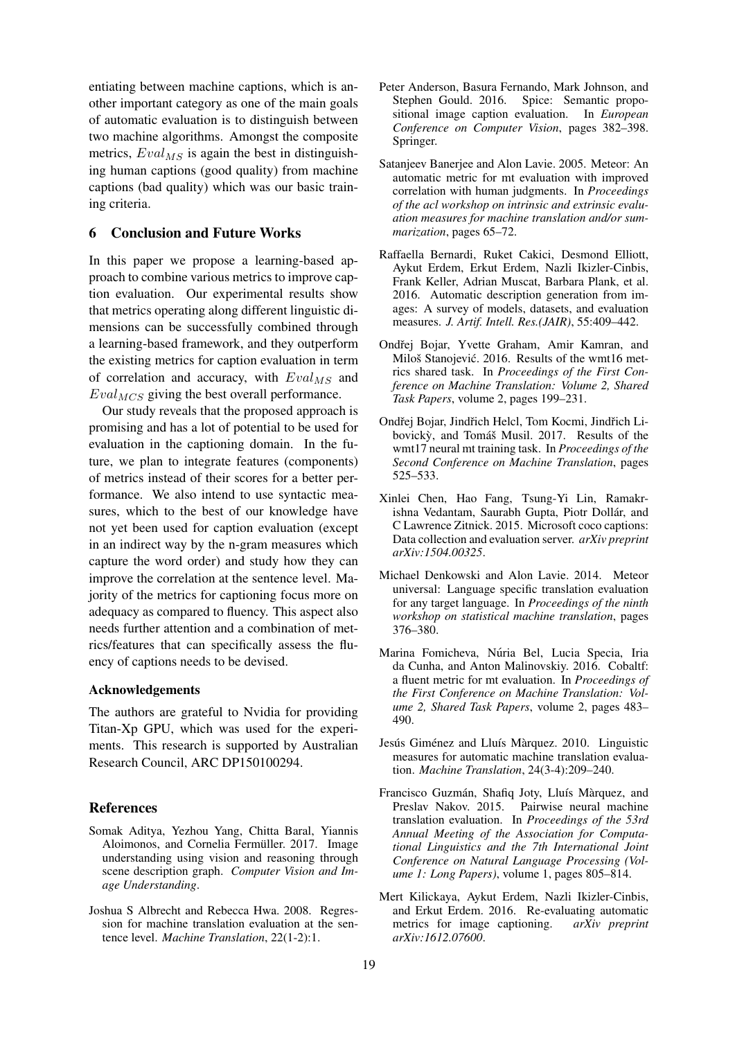entiating between machine captions, which is another important category as one of the main goals of automatic evaluation is to distinguish between two machine algorithms. Amongst the composite metrics, $Eval_{MS}$ is again the best in distinguishing human captions (good quality) from machine captions (bad quality) which was our basic training criteria.

## 6 Conclusion and Future Works

In this paper we propose a learning-based approach to combine various metrics to improve caption evaluation. Our experimental results show that metrics operating along different linguistic dimensions can be successfully combined through a learning-based framework, and they outperform the existing metrics for caption evaluation in term of correlation and accuracy, with $Eval_{MS}$ and $Eval_{MCS}$ giving the best overall performance.

Our study reveals that the proposed approach is promising and has a lot of potential to be used for evaluation in the captioning domain. In the future, we plan to integrate features (components) of metrics instead of their scores for a better performance. We also intend to use syntactic measures, which to the best of our knowledge have not yet been used for caption evaluation (except in an indirect way by the n-gram measures which capture the word order) and study how they can improve the correlation at the sentence level. Majority of the metrics for captioning focus more on adequacy as compared to fluency. This aspect also needs further attention and a combination of metrics/features that can specifically assess the fluency of captions needs to be devised.

### Acknowledgements

The authors are grateful to Nvidia for providing Titan-Xp GPU, which was used for the experiments. This research is supported by Australian Research Council, ARC DP150100294.

## References

Somak Aditya, Yezhou Yang, Chitta Baral, Yiannis Aloimonos, and Cornelia Fermüller. 2017. Image understanding using vision and reasoning through scene description graph. *Computer Vision and Image Understanding*.

Joshua S Albrecht and Rebecca Hwa. 2008. Regression for machine translation evaluation at the sentence level. *Machine Translation*, 22(1-2):1.

Peter Anderson, Basura Fernando, Mark Johnson, and Stephen Gould. 2016. Spice: Semantic propositional image caption evaluation. In *European Conference on Computer Vision*, pages 382–398. Springer.

Satanjeev Banerjee and Alon Lavie. 2005. Meteor: An automatic metric for mt evaluation with improved correlation with human judgments. In *Proceedings of the acl workshop on intrinsic and extrinsic evaluation measures for machine translation and/or summarization*, pages 65–72.

Raffaella Bernardi, Ruket Cakici, Desmond Elliott, Aykut Erdem, Erkut Erdem, Nazli Ikizler-Cinbis, Frank Keller, Adrian Muscat, Barbara Plank, et al. 2016. Automatic description generation from images: A survey of models, datasets, and evaluation measures. *J. Artif. Intell. Res.(JAIR)*, 55:409–442.

Ondřej Bojar, Yvette Graham, Amir Kamran, and Miloš Stanojević. 2016. Results of the wmt16 metrics shared task. In *Proceedings of the First Conference on Machine Translation: Volume 2, Shared Task Papers*, volume 2, pages 199–231.

Ondřej Bojar, Jindřich Helcl, Tom Kocmi, Jindřich Libovickỳ, and Tomáš Musil. 2017. Results of the wmt17 neural mt training task. In *Proceedings of the Second Conference on Machine Translation*, pages 525–533.

Xinlei Chen, Hao Fang, Tsung-Yi Lin, Ramakrishna Vedantam, Saurabh Gupta, Piotr Dollár, and C Lawrence Zitnick. 2015. Microsoft coco captions: Data collection and evaluation server. *arXiv preprint arXiv:1504.00325*.

Michael Denkowski and Alon Lavie. 2014. Meteor universal: Language specific translation evaluation for any target language. In *Proceedings of the ninth workshop on statistical machine translation*, pages 376–380.

Marina Fomicheva, Núria Bel, Lucia Specia, Iria da Cunha, and Anton Malinovskiy. 2016. Cobaltf: a fluent metric for mt evaluation. In *Proceedings of the First Conference on Machine Translation: Volume 2, Shared Task Papers*, volume 2, pages 483–490.

Jesús Giménez and Lluís Màrquez. 2010. Linguistic measures for automatic machine translation evaluation. *Machine Translation*, 24(3-4):209–240.

Francisco Guzmán, Shafiq Joty, Lluís Màrquez, and Preslav Nakov. 2015. Pairwise neural machine translation evaluation. In *Proceedings of the 53rd Annual Meeting of the Association for Computational Linguistics and the 7th International Joint Conference on Natural Language Processing (Volume 1: Long Papers)*, volume 1, pages 805–814.

Mert Kilickaya, Aykut Erdem, Nazli Ikizler-Cinbis, and Erkut Erdem. 2016. Re-evaluating automatic metrics for image captioning. *arXiv preprint arXiv:1612.07600*.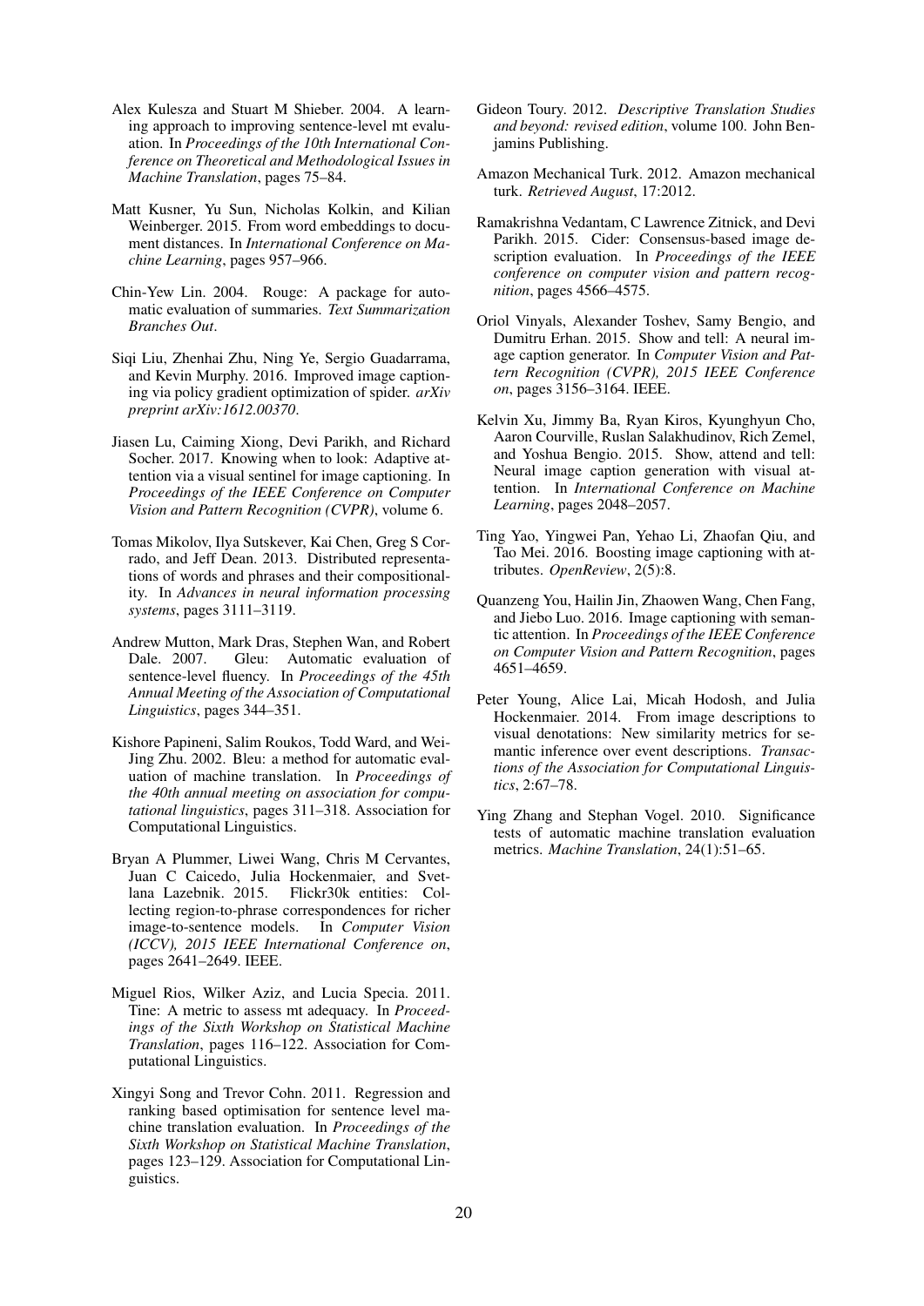Alex Kulesza and Stuart M Shieber. 2004. A learning approach to improving sentence-level mt evaluation. In *Proceedings of the 10th International Conference on Theoretical and Methodological Issues in Machine Translation*, pages 75–84.

Matt Kusner, Yu Sun, Nicholas Kolkin, and Kilian Weinberger. 2015. From word embeddings to document distances. In *International Conference on Machine Learning*, pages 957–966.

Chin-Yew Lin. 2004. Rouge: A package for automatic evaluation of summaries. *Text Summarization Branches Out*.

Siqi Liu, Zhenhai Zhu, Ning Ye, Sergio Guadarrama, and Kevin Murphy. 2016. Improved image captioning via policy gradient optimization of spider. *arXiv preprint arXiv:1612.00370*.

Jiasen Lu, Caiming Xiong, Devi Parikh, and Richard Socher. 2017. Knowing when to look: Adaptive attention via a visual sentinel for image captioning. In *Proceedings of the IEEE Conference on Computer Vision and Pattern Recognition (CVPR)*, volume 6.

Tomas Mikolov, Ilya Sutskever, Kai Chen, Greg S Corrado, and Jeff Dean. 2013. Distributed representations of words and phrases and their compositionality. In *Advances in neural information processing systems*, pages 3111–3119.

Andrew Mutton, Mark Dras, Stephen Wan, and Robert Dale. 2007. Gleu: Automatic evaluation of sentence-level fluency. In *Proceedings of the 45th Annual Meeting of the Association of Computational Linguistics*, pages 344–351.

Kishore Papineni, Salim Roukos, Todd Ward, and Wei-Jing Zhu. 2002. Bleu: a method for automatic evaluation of machine translation. In *Proceedings of the 40th annual meeting on association for computational linguistics*, pages 311–318. Association for Computational Linguistics.

Bryan A Plummer, Liwei Wang, Chris M Cervantes, Juan C Caicedo, Julia Hockenmaier, and Svetlana Lazebnik. 2015. Flickr30k entities: Collecting region-to-phrase correspondences for richer image-to-sentence models. In *Computer Vision (ICCV), 2015 IEEE International Conference on*, pages 2641–2649. IEEE.

Miguel Rios, Wilker Aziz, and Lucia Specia. 2011. Tine: A metric to assess mt adequacy. In *Proceedings of the Sixth Workshop on Statistical Machine Translation*, pages 116–122. Association for Computational Linguistics.

Xingyi Song and Trevor Cohn. 2011. Regression and ranking based optimisation for sentence level machine translation evaluation. In *Proceedings of the Sixth Workshop on Statistical Machine Translation*, pages 123–129. Association for Computational Linguistics.

Gideon Toury. 2012. *Descriptive Translation Studies and beyond: revised edition*, volume 100. John Benjamins Publishing.

Amazon Mechanical Turk. 2012. Amazon mechanical turk. *Retrieved August*, 17:2012.

Ramakrishna Vedantam, C Lawrence Zitnick, and Devi Parikh. 2015. Cider: Consensus-based image description evaluation. In *Proceedings of the IEEE conference on computer vision and pattern recognition*, pages 4566–4575.

Oriol Vinyals, Alexander Toshev, Samy Bengio, and Dumitru Erhan. 2015. Show and tell: A neural image caption generator. In *Computer Vision and Pattern Recognition (CVPR), 2015 IEEE Conference on*, pages 3156–3164. IEEE.

Kelvin Xu, Jimmy Ba, Ryan Kiros, Kyunghyun Cho, Aaron Courville, Ruslan Salakhudinov, Rich Zemel, and Yoshua Bengio. 2015. Show, attend and tell: Neural image caption generation with visual attention. In *International Conference on Machine Learning*, pages 2048–2057.

Ting Yao, Yingwei Pan, Yehao Li, Zhaofan Qiu, and Tao Mei. 2016. Boosting image captioning with attributes. *OpenReview*, 2(5):8.

Quanzeng You, Hailin Jin, Zhaowen Wang, Chen Fang, and Jiebo Luo. 2016. Image captioning with semantic attention. In *Proceedings of the IEEE Conference on Computer Vision and Pattern Recognition*, pages 4651–4659.

Peter Young, Alice Lai, Micah Hodosh, and Julia Hockenmaier. 2014. From image descriptions to visual denotations: New similarity metrics for semantic inference over event descriptions. *Transactions of the Association for Computational Linguistics*, 2:67–78.

Ying Zhang and Stephan Vogel. 2010. Significance tests of automatic machine translation evaluation metrics. *Machine Translation*, 24(1):51–65.